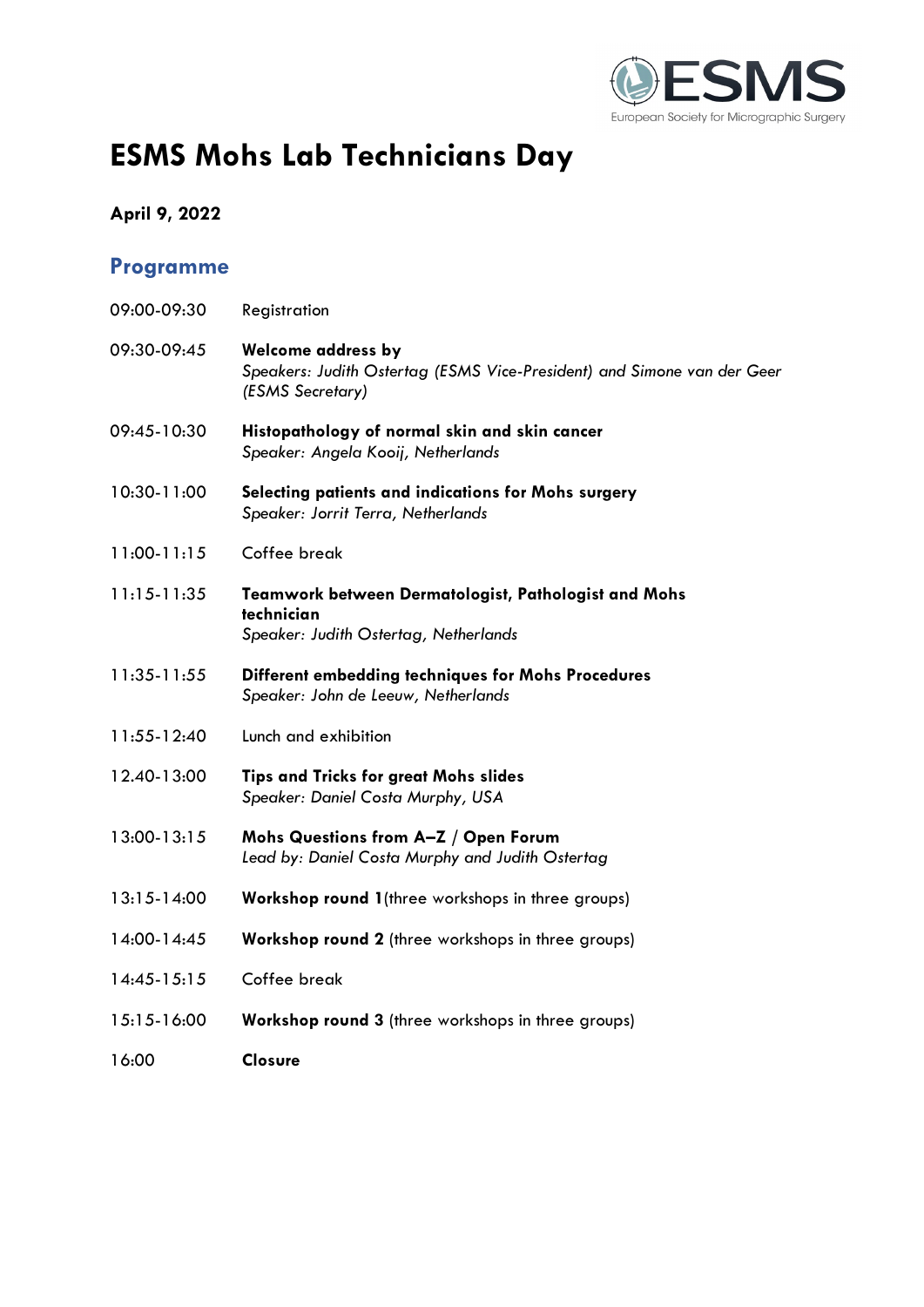# ESMS Mohs Lab Technicians Day

**April 9, 2022**

## Programme

| | |
|---|---|
| 09:00-09:30 | Registration |
| 09:30-09:45 | **Welcome address by**<br>*Speakers: Judith Ostertag (ESMS Vice-President) and Simone van der Geer (ESMS Secretary)* |
| 09:45-10:30 | **Histopathology of normal skin and skin cancer**<br>*Speaker: Angela Kooij, Netherlands* |
| 10:30-11:00 | **Selecting patients and indications for Mohs surgery**<br>*Speaker: Jorrit Terra, Netherlands* |
| 11:00-11:15 | Coffee break |
| 11:15-11:35 | **Teamwork between Dermatologist, Pathologist and Mohs technician**<br>*Speaker: Judith Ostertag, Netherlands* |
| 11:35-11:55 | **Different embedding techniques for Mohs Procedures**<br>*Speaker: John de Leeuw, Netherlands* |
| 11:55-12:40 | Lunch and exhibition |
| 12.40-13:00 | **Tips and Tricks for great Mohs slides**<br>*Speaker: Daniel Costa Murphy, USA* |
| 13:00-13:15 | **Mohs Questions from A–Z / Open Forum**<br>*Lead by: Daniel Costa Murphy and Judith Ostertag* |
| 13:15-14:00 | **Workshop round 1**(three workshops in three groups) |
| 14:00-14:45 | **Workshop round 2** (three workshops in three groups) |
| 14:45-15:15 | Coffee break |
| 15:15-16:00 | **Workshop round 3** (three workshops in three groups) |
| 16:00 | **Closure** |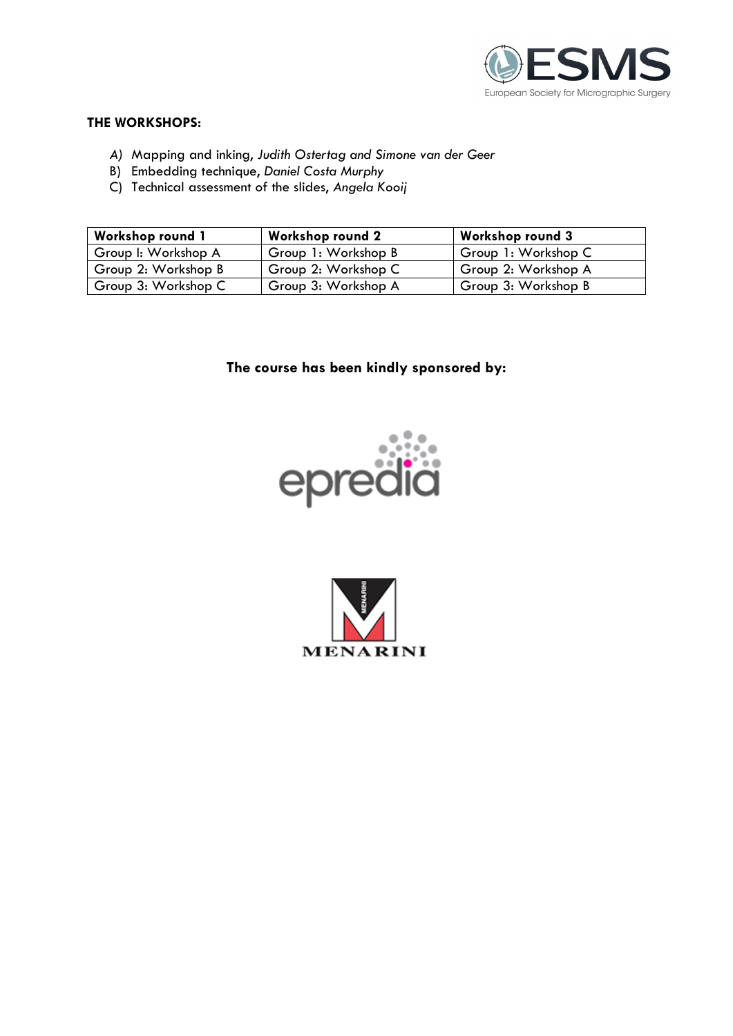**THE WORKSHOPS:**

A) Mapping and inking, *Judith Ostertag and Simone van der Geer*
B) Embedding technique, *Daniel Costa Murphy*
C) Technical assessment of the slides, *Angela Kooij*

| **Workshop round 1** | **Workshop round 2** | **Workshop round 3** |
|---|---|---|
| Group I: Workshop A | Group 1: Workshop B | Group 1: Workshop C |
| Group 2: Workshop B | Group 2: Workshop C | Group 2: Workshop A |
| Group 3: Workshop C | Group 3: Workshop A | Group 3: Workshop B |

**The course has been kindly sponsored by:**